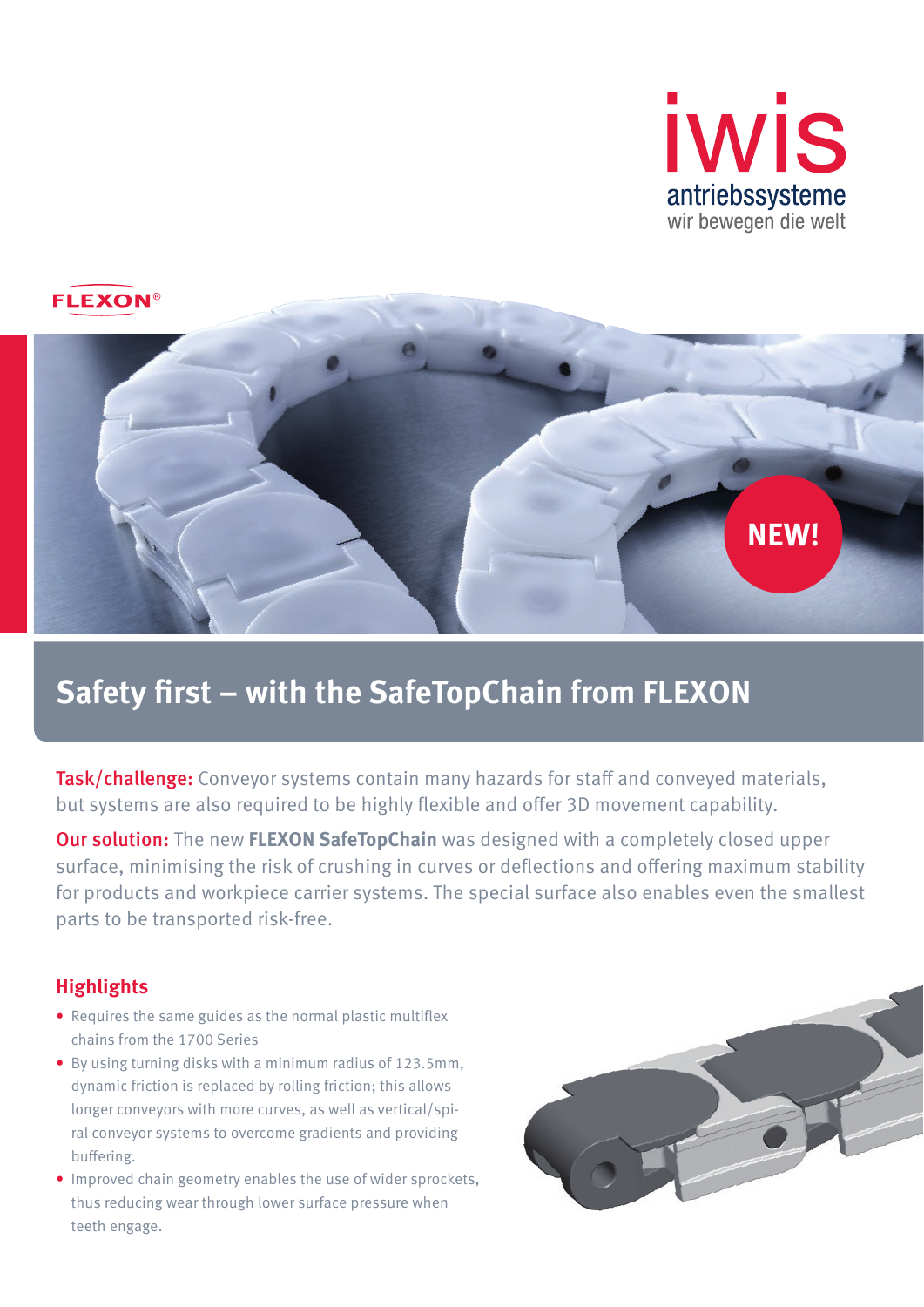iwis
antriebssysteme
wir bewegen die welt

FLEXON®

NEW!

# Safety first – with the SafeTopChain from FLEXON

**Task/challenge:** Conveyor systems contain many hazards for staff and conveyed materials, but systems are also required to be highly flexible and offer 3D movement capability.

**Our solution:** The new **FLEXON SafeTopChain** was designed with a completely closed upper surface, minimising the risk of crushing in curves or deflections and offering maximum stability for products and workpiece carrier systems. The special surface also enables even the smallest parts to be transported risk-free.

## Highlights

- Requires the same guides as the normal plastic multiflex chains from the 1700 Series
- By using turning disks with a minimum radius of 123.5mm, dynamic friction is replaced by rolling friction; this allows longer conveyors with more curves, as well as vertical/spiral conveyor systems to overcome gradients and providing buffering.
- Improved chain geometry enables the use of wider sprockets, thus reducing wear through lower surface pressure when teeth engage.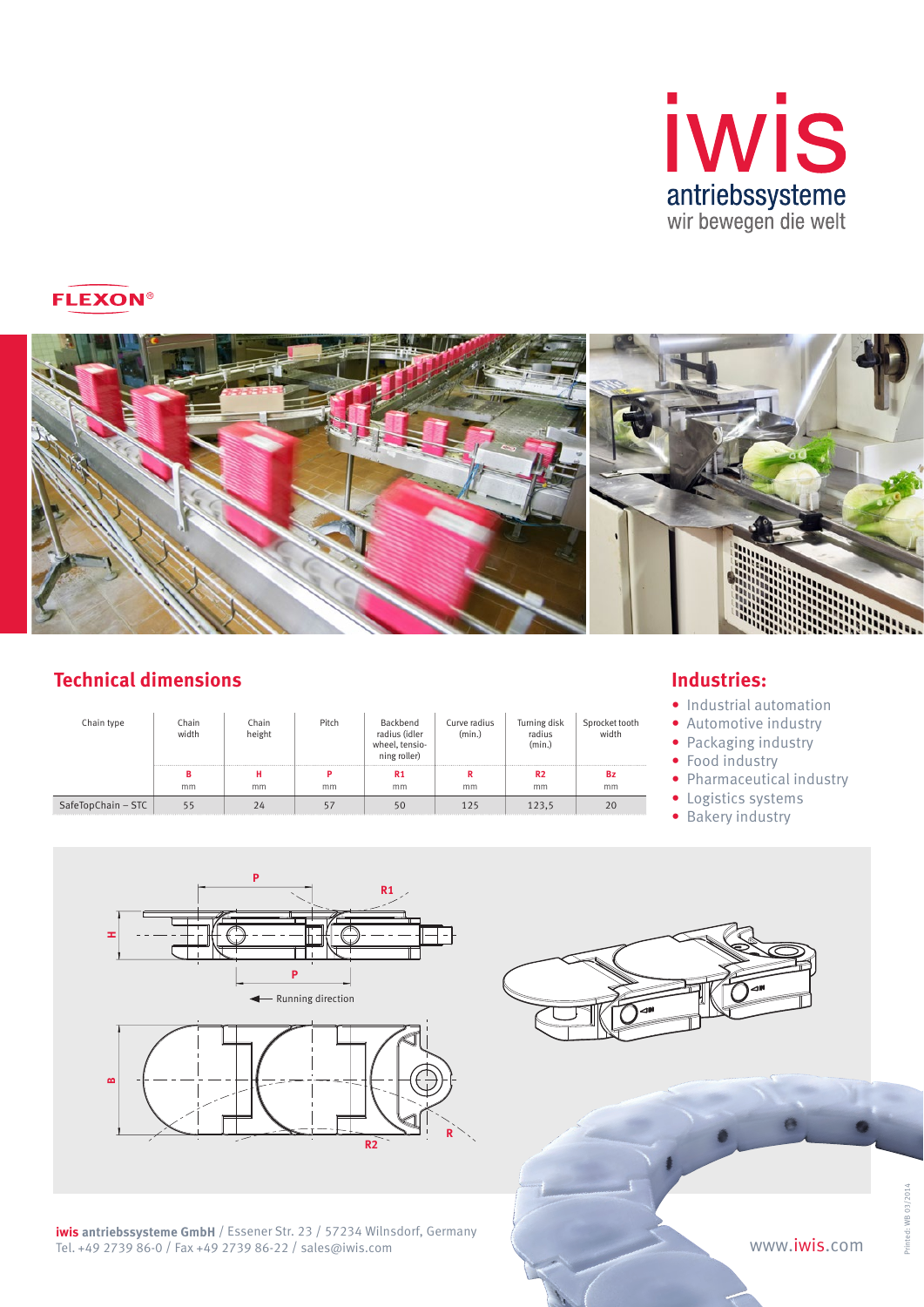iwis
antriebssysteme
wir bewegen die welt

FLEXON®

## Technical dimensions

| Chain type | Chain width | Chain height | Pitch | Backbend radius (idler wheel, tensio-ning roller) | Curve radius (min.) | Turning disk radius (min.) | Sprocket tooth width |
|---|---|---|---|---|---|---|---|
| | B mm | H mm | P mm | R1 mm | R mm | R2 mm | Bz mm |
| SafeTopChain – STC | 55 | 24 | 57 | 50 | 125 | 123,5 | 20 |

## Industries:

- Industrial automation
- Automotive industry
- Packaging industry
- Food industry
- Pharmaceutical industry
- Logistics systems
- Bakery industry

P
R1
H
P
Running direction
B
R2
R

**iwis antriebssysteme GmbH** / Essener Str. 23 / 57234 Wilnsdorf, Germany
Tel. +49 2739 86-0 / Fax +49 2739 86-22 / sales@iwis.com

www.iwis.com

Printed: WB 03/2014